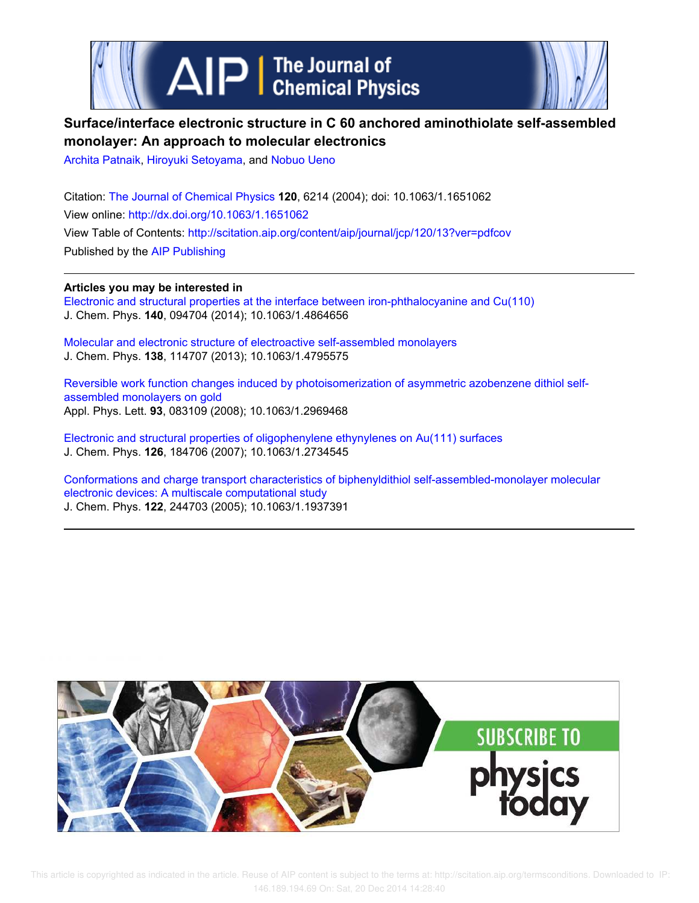# Surface/interface electronic structure in C 60 anchored aminothiolate self-assembled monolayer: An approach to molecular electronics

Archita Patnaik, Hiroyuki Setoyama, and Nobuo Ueno

Citation: The Journal of Chemical Physics **120**, 6214 (2004); doi: 10.1063/1.1651062

View online: http://dx.doi.org/10.1063/1.1651062

View Table of Contents: http://scitation.aip.org/content/aip/journal/jcp/120/13?ver=pdfcov

Published by the AIP Publishing

---

**Articles you may be interested in**

Electronic and structural properties at the interface between iron-phthalocyanine and Cu(110)
J. Chem. Phys. **140**, 094704 (2014); 10.1063/1.4864656

Molecular and electronic structure of electroactive self-assembled monolayers
J. Chem. Phys. **138**, 114707 (2013); 10.1063/1.4795575

Reversible work function changes induced by photoisomerization of asymmetric azobenzene dithiol self-assembled monolayers on gold
Appl. Phys. Lett. **93**, 083109 (2008); 10.1063/1.2969468

Electronic and structural properties of oligophenylene ethynylenes on Au(111) surfaces
J. Chem. Phys. **126**, 184706 (2007); 10.1063/1.2734545

Conformations and charge transport characteristics of biphenyldithiol self-assembled-monolayer molecular electronic devices: A multiscale computational study
J. Chem. Phys. **122**, 244703 (2005); 10.1063/1.1937391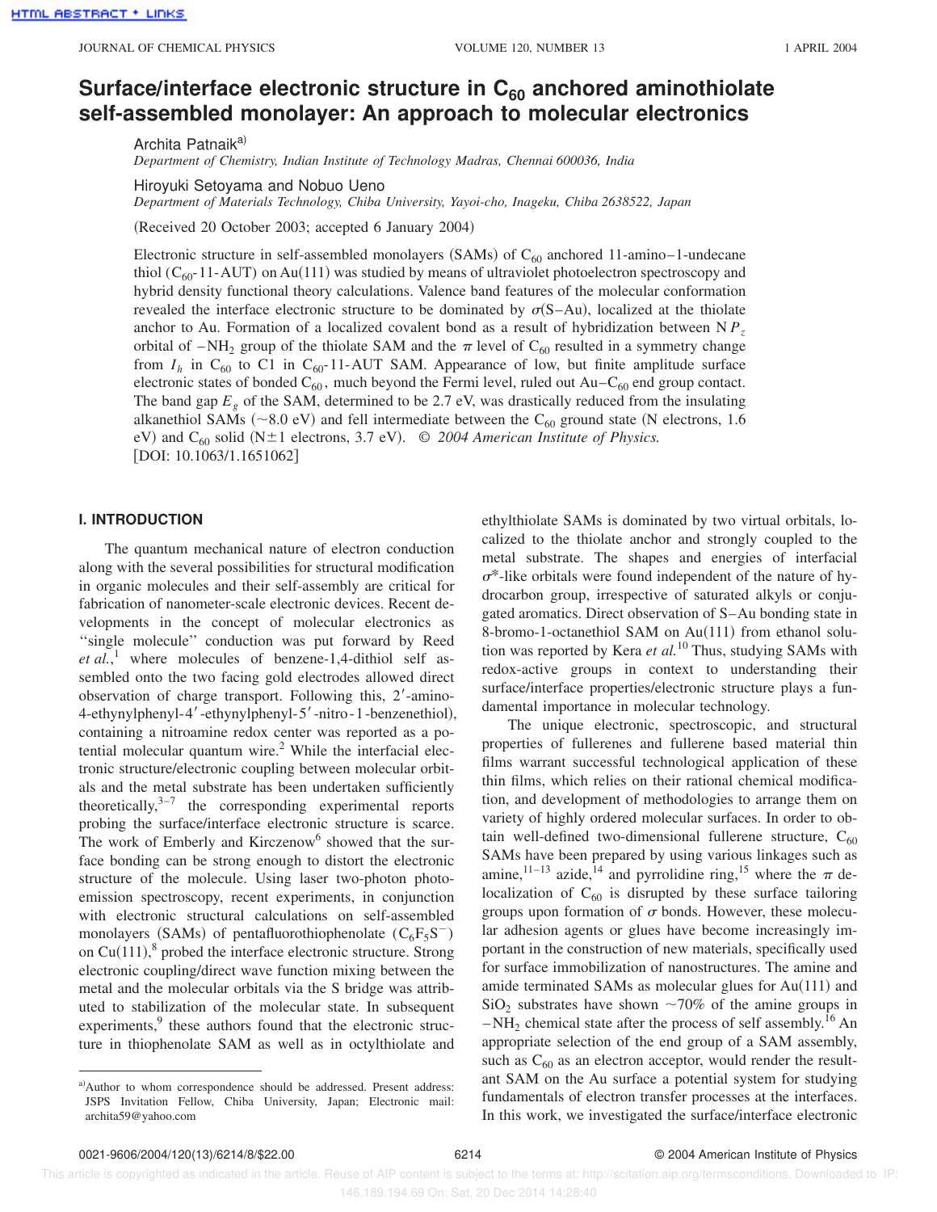# Surface/interface electronic structure in $C_{60}$ anchored aminothiolate self-assembled monolayer: An approach to molecular electronics

Archita Patnaik[a)]
*Department of Chemistry, Indian Institute of Technology Madras, Chennai 600036, India*

Hiroyuki Setoyama and Nobuo Ueno
*Department of Materials Technology, Chiba University, Yayoi-cho, Inageku, Chiba 2638522, Japan*

(Received 20 October 2003; accepted 6 January 2004)

Electronic structure in self-assembled monolayers (SAMs) of $C_{60}$ anchored 11-amino–1-undecane thiol ($C_{60}$-11-AUT) on Au(111) was studied by means of ultraviolet photoelectron spectroscopy and hybrid density functional theory calculations. Valence band features of the molecular conformation revealed the interface electronic structure to be dominated by $\sigma$(S–Au), localized at the thiolate anchor to Au. Formation of a localized covalent bond as a result of hybridization between N $P_z$ orbital of $-NH_2$ group of the thiolate SAM and the $\pi$ level of $C_{60}$ resulted in a symmetry change from $I_h$ in $C_{60}$ to C1 in $C_{60}$-11-AUT SAM. Appearance of low, but finite amplitude surface electronic states of bonded $C_{60}$, much beyond the Fermi level, ruled out Au–$C_{60}$ end group contact. The band gap $E_g$ of the SAM, determined to be 2.7 eV, was drastically reduced from the insulating alkanethiol SAMs (~8.0 eV) and fell intermediate between the $C_{60}$ ground state (N electrons, 1.6 eV) and $C_{60}$ solid (N±1 electrons, 3.7 eV). © *2004 American Institute of Physics.* [DOI: 10.1063/1.1651062]

## I. INTRODUCTION

The quantum mechanical nature of electron conduction along with the several possibilities for structural modification in organic molecules and their self-assembly are critical for fabrication of nanometer-scale electronic devices. Recent developments in the concept of molecular electronics as "single molecule" conduction was put forward by Reed *et al.*,[1] where molecules of benzene-1,4-dithiol self assembled onto the two facing gold electrodes allowed direct observation of charge transport. Following this, 2′-amino-4-ethynylphenyl-4′-ethynylphenyl-5′-nitro-1-benzenethiol), containing a nitroamine redox center was reported as a potential molecular quantum wire.[2] While the interfacial electronic structure/electronic coupling between molecular orbitals and the metal substrate has been undertaken sufficiently theoretically,[3–7] the corresponding experimental reports probing the surface/interface electronic structure is scarce. The work of Emberly and Kirczenow[6] showed that the surface bonding can be strong enough to distort the electronic structure of the molecule. Using laser two-photon photoemission spectroscopy, recent experiments, in conjunction with electronic structural calculations on self-assembled monolayers (SAMs) of pentafluorothiophenolate ($C_6F_5S^-$) on Cu(111),[8] probed the interface electronic structure. Strong electronic coupling/direct wave function mixing between the metal and the molecular orbitals via the S bridge was attributed to stabilization of the molecular state. In subsequent experiments,[9] these authors found that the electronic structure in thiophenolate SAM as well as in octylthiolate and ethylthiolate SAMs is dominated by two virtual orbitals, localized to the thiolate anchor and strongly coupled to the metal substrate. The shapes and energies of interfacial $\sigma^*$-like orbitals were found independent of the nature of hydrocarbon group, irrespective of saturated alkyls or conjugated aromatics. Direct observation of S–Au bonding state in 8-bromo-1-octanethiol SAM on Au(111) from ethanol solution was reported by Kera *et al.*[10] Thus, studying SAMs with redox-active groups in context to understanding their surface/interface properties/electronic structure plays a fundamental importance in molecular technology.

The unique electronic, spectroscopic, and structural properties of fullerenes and fullerene based material thin films warrant successful technological application of these thin films, which relies on their rational chemical modification, and development of methodologies to arrange them on variety of highly ordered molecular surfaces. In order to obtain well-defined two-dimensional fullerene structure, $C_{60}$ SAMs have been prepared by using various linkages such as amine,[11–13] azide,[14] and pyrrolidine ring,[15] where the $\pi$ delocalization of $C_{60}$ is disrupted by these surface tailoring groups upon formation of $\sigma$ bonds. However, these molecular adhesion agents or glues have become increasingly important in the construction of new materials, specifically used for surface immobilization of nanostructures. The amine and amide terminated SAMs as molecular glues for Au(111) and $SiO_2$ substrates have shown ~70% of the amine groups in $-NH_2$ chemical state after the process of self assembly.[16] An appropriate selection of the end group of a SAM assembly, such as $C_{60}$ as an electron acceptor, would render the resultant SAM on the Au surface a potential system for studying fundamentals of electron transfer processes at the interfaces. In this work, we investigated the surface/interface electronic

a) Author to whom correspondence should be addressed. Present address: JSPS Invitation Fellow, Chiba University, Japan; Electronic mail: archita59@yahoo.com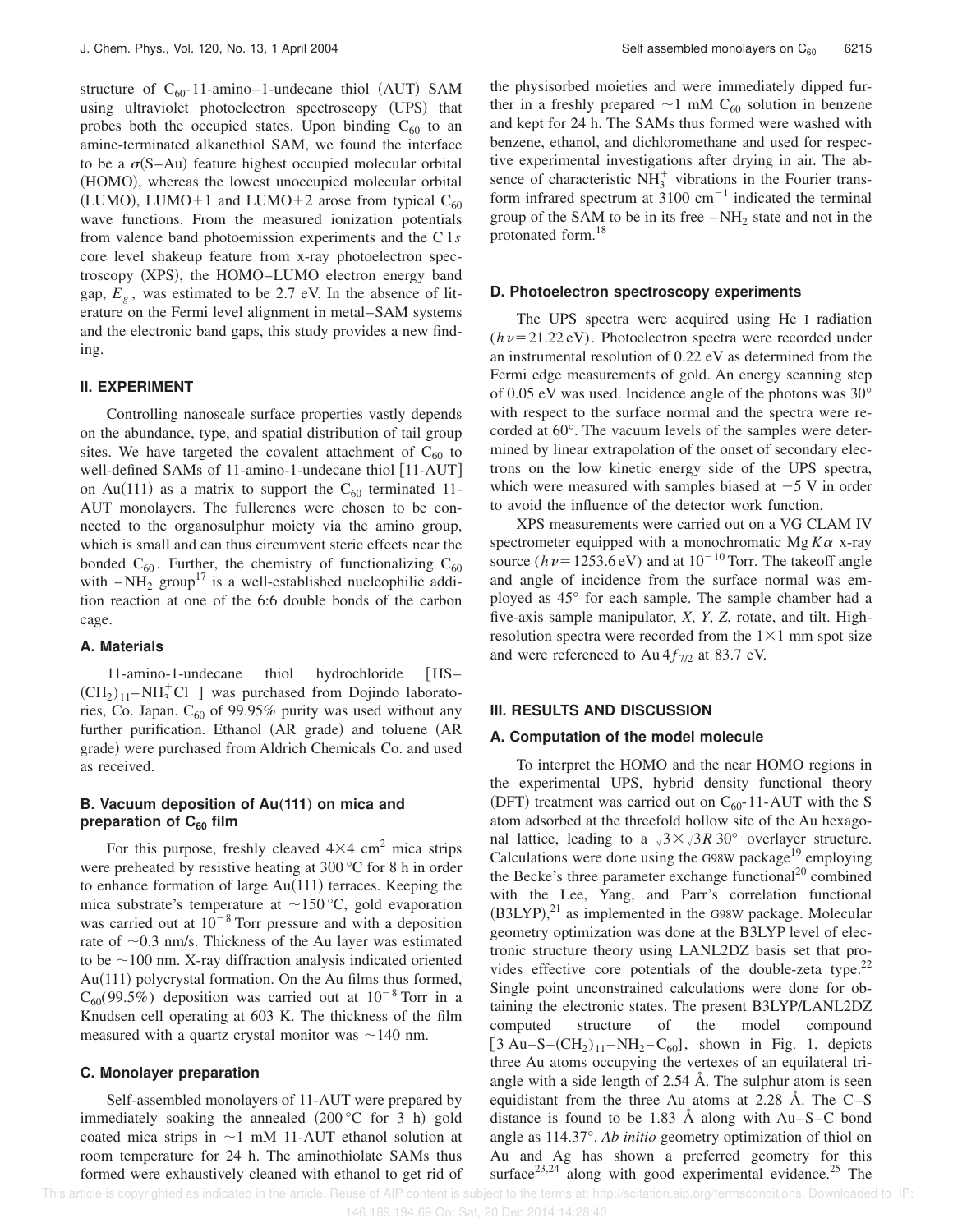structure of $C_{60}$-11-amino–1-undecane thiol (AUT) SAM using ultraviolet photoelectron spectroscopy (UPS) that probes both the occupied states. Upon binding $C_{60}$ to an amine-terminated alkanethiol SAM, we found the interface to be a $\sigma$(S–Au) feature highest occupied molecular orbital (HOMO), whereas the lowest unoccupied molecular orbital (LUMO), LUMO+1 and LUMO+2 arose from typical $C_{60}$ wave functions. From the measured ionization potentials from valence band photoemission experiments and the C 1*s* core level shakeup feature from x-ray photoelectron spectroscopy (XPS), the HOMO–LUMO electron energy band gap, $E_g$, was estimated to be 2.7 eV. In the absence of literature on the Fermi level alignment in metal–SAM systems and the electronic band gaps, this study provides a new finding.

## II. EXPERIMENT

Controlling nanoscale surface properties vastly depends on the abundance, type, and spatial distribution of tail group sites. We have targeted the covalent attachment of $C_{60}$ to well-defined SAMs of 11-amino-1-undecane thiol [11-AUT] on Au(111) as a matrix to support the $C_{60}$ terminated 11-AUT monolayers. The fullerenes were chosen to be connected to the organosulphur moiety via the amino group, which is small and can thus circumvent steric effects near the bonded $C_{60}$. Further, the chemistry of functionalizing $C_{60}$ with $-NH_2$ group[17] is a well-established nucleophilic addition reaction at one of the 6:6 double bonds of the carbon cage.

### A. Materials

11-amino-1-undecane thiol hydrochloride [$HS-(CH_2)_{11}-NH_3^+Cl^-$] was purchased from Dojindo laboratories, Co. Japan. $C_{60}$ of 99.95% purity was used without any further purification. Ethanol (AR grade) and toluene (AR grade) were purchased from Aldrich Chemicals Co. and used as received.

### B. Vacuum deposition of Au(111) on mica and preparation of $C_{60}$ film

For this purpose, freshly cleaved $4\times4$ cm$^2$ mica strips were preheated by resistive heating at 300 °C for 8 h in order to enhance formation of large Au(111) terraces. Keeping the mica substrate's temperature at ~150 °C, gold evaporation was carried out at $10^{-8}$ Torr pressure and with a deposition rate of ~0.3 nm/s. Thickness of the Au layer was estimated to be ~100 nm. X-ray diffraction analysis indicated oriented Au(111) polycrystal formation. On the Au films thus formed, $C_{60}$(99.5%) deposition was carried out at $10^{-8}$ Torr in a Knudsen cell operating at 603 K. The thickness of the film measured with a quartz crystal monitor was ~140 nm.

### C. Monolayer preparation

Self-assembled monolayers of 11-AUT were prepared by immediately soaking the annealed (200 °C for 3 h) gold coated mica strips in ~1 mM 11-AUT ethanol solution at room temperature for 24 h. The aminothiolate SAMs thus formed were exhaustively cleaned with ethanol to get rid of the physisorbed moieties and were immediately dipped further in a freshly prepared ~1 mM $C_{60}$ solution in benzene and kept for 24 h. The SAMs thus formed were washed with benzene, ethanol, and dichloromethane and used for respective experimental investigations after drying in air. The absence of characteristic $NH_3^+$ vibrations in the Fourier transform infrared spectrum at 3100 cm$^{-1}$ indicated the terminal group of the SAM to be in its free $-NH_2$ state and not in the protonated form.[18]

### D. Photoelectron spectroscopy experiments

The UPS spectra were acquired using He I radiation ($h\nu=21.22$ eV). Photoelectron spectra were recorded under an instrumental resolution of 0.22 eV as determined from the Fermi edge measurements of gold. An energy scanning step of 0.05 eV was used. Incidence angle of the photons was 30° with respect to the surface normal and the spectra were recorded at 60°. The vacuum levels of the samples were determined by linear extrapolation of the onset of secondary electrons on the low kinetic energy side of the UPS spectra, which were measured with samples biased at −5 V in order to avoid the influence of the detector work function.

XPS measurements were carried out on a VG CLAM IV spectrometer equipped with a monochromatic Mg $K\alpha$ x-ray source ($h\nu=1253.6$ eV) and at $10^{-10}$ Torr. The takeoff angle and angle of incidence from the surface normal was employed as 45° for each sample. The sample chamber had a five-axis sample manipulator, *X*, *Y*, *Z*, rotate, and tilt. High-resolution spectra were recorded from the $1\times1$ mm spot size and were referenced to Au $4f_{7/2}$ at 83.7 eV.

## III. RESULTS AND DISCUSSION

### A. Computation of the model molecule

To interpret the HOMO and the near HOMO regions in the experimental UPS, hybrid density functional theory (DFT) treatment was carried out on $C_{60}$-11-AUT with the S atom adsorbed at the threefold hollow site of the Au hexagonal lattice, leading to a $\sqrt{3}\times\sqrt{3}R\,30°$ overlayer structure. Calculations were done using the G98W package[19] employing the Becke's three parameter exchange functional[20] combined with the Lee, Yang, and Parr's correlation functional (B3LYP),[21] as implemented in the G98W package. Molecular geometry optimization was done at the B3LYP level of electronic structure theory using LANL2DZ basis set that provides effective core potentials of the double-zeta type.[22] Single point unconstrained calculations were done for obtaining the electronic states. The present B3LYP/LANL2DZ computed structure of the model compound [$3\,Au-S-(CH_2)_{11}-NH_2-C_{60}$], shown in Fig. 1, depicts three Au atoms occupying the vertexes of an equilateral triangle with a side length of 2.54 Å. The sulphur atom is seen equidistant from the three Au atoms at 2.28 Å. The C–S distance is found to be 1.83 Å along with Au–S–C bond angle as 114.37°. *Ab initio* geometry optimization of thiol on Au and Ag has shown a preferred geometry for this surface[23,24] along with good experimental evidence.[25] The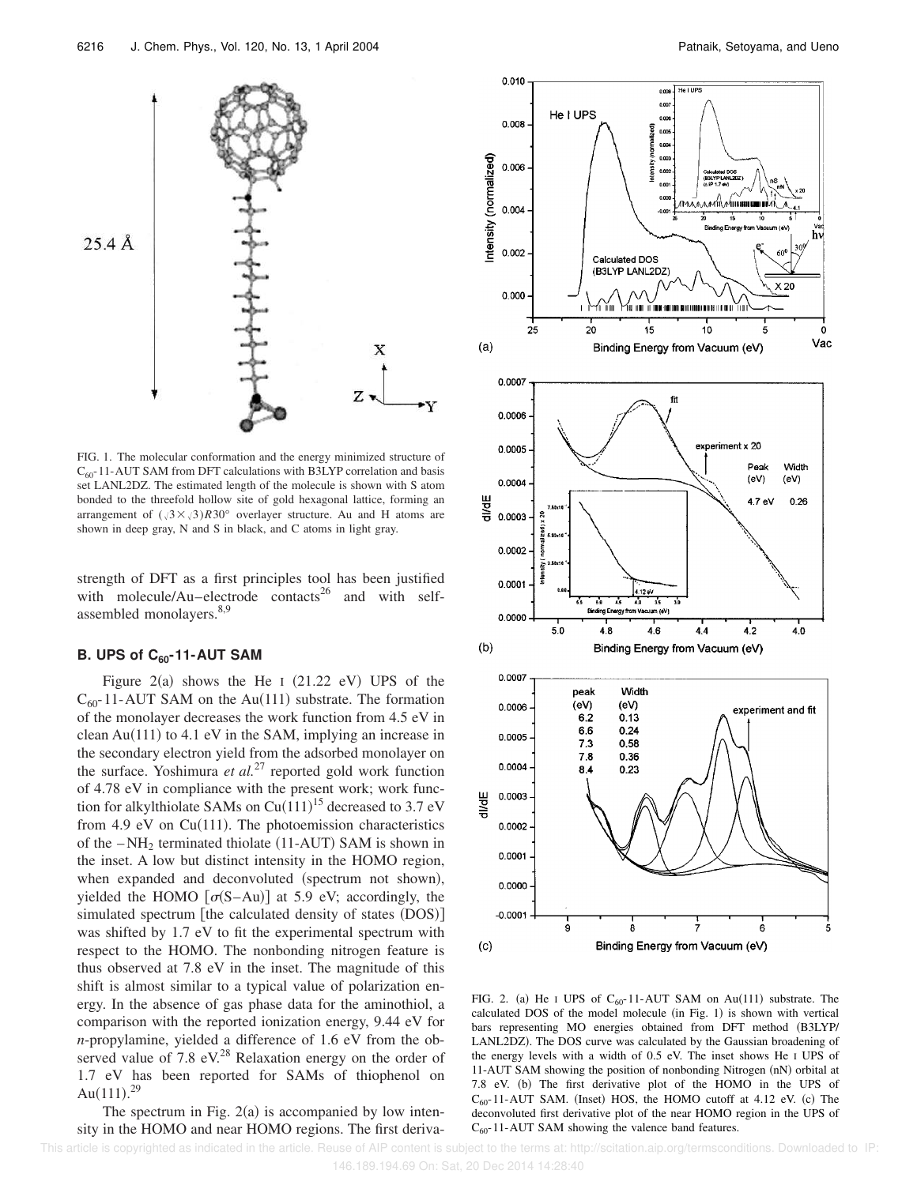FIG. 1. The molecular conformation and the energy minimized structure of $C_{60}$-11-AUT SAM from DFT calculations with B3LYP correlation and basis set LANL2DZ. The estimated length of the molecule is shown with S atom bonded to the threefold hollow site of gold hexagonal lattice, forming an arrangement of $(\sqrt{3}\times\sqrt{3})R30°$ overlayer structure. Au and H atoms are shown in deep gray, N and S in black, and C atoms in light gray.

strength of DFT as a first principles tool has been justified with molecule/Au–electrode contacts[26] and with self-assembled monolayers.[8,9]

### B. UPS of $C_{60}$-11-AUT SAM

Figure 2(a) shows the He I (21.22 eV) UPS of the $C_{60}$-11-AUT SAM on the Au(111) substrate. The formation of the monolayer decreases the work function from 4.5 eV in clean Au(111) to 4.1 eV in the SAM, implying an increase in the secondary electron yield from the adsorbed monolayer on the surface. Yoshimura *et al.*[27] reported gold work function of 4.78 eV in compliance with the present work; work function for alkylthiolate SAMs on Cu(111)[15] decreased to 3.7 eV from 4.9 eV on Cu(111). The photoemission characteristics of the $-NH_2$ terminated thiolate (11-AUT) SAM is shown in the inset. A low but distinct intensity in the HOMO region, when expanded and deconvoluted (spectrum not shown), yielded the HOMO [$\sigma$(S–Au)] at 5.9 eV; accordingly, the simulated spectrum [the calculated density of states (DOS)] was shifted by 1.7 eV to fit the experimental spectrum with respect to the HOMO. The nonbonding nitrogen feature is thus observed at 7.8 eV in the inset. The magnitude of this shift is almost similar to a typical value of polarization energy. In the absence of gas phase data for the aminothiol, a comparison with the reported ionization energy, 9.44 eV for *n*-propylamine, yielded a difference of 1.6 eV from the observed value of 7.8 eV.[28] Relaxation energy on the order of 1.7 eV has been reported for SAMs of thiophenol on Au(111).[29]

The spectrum in Fig. 2(a) is accompanied by low intensity in the HOMO and near HOMO regions. The first deriva-

FIG. 2. (a) He I UPS of $C_{60}$-11-AUT SAM on Au(111) substrate. The calculated DOS of the model molecule (in Fig. 1) is shown with vertical bars representing MO energies obtained from DFT method (B3LYP/LANL2DZ). The DOS curve was calculated by the Gaussian broadening of the energy levels with a width of 0.5 eV. The inset shows He I UPS of 11-AUT SAM showing the position of nonbonding Nitrogen (nN) orbital at 7.8 eV. (b) The first derivative plot of the HOMO in the UPS of $C_{60}$-11-AUT SAM. (Inset) HOS, the HOMO cutoff at 4.12 eV. (c) The deconvoluted first derivative plot of the near HOMO region in the UPS of $C_{60}$-11-AUT SAM showing the valence band features.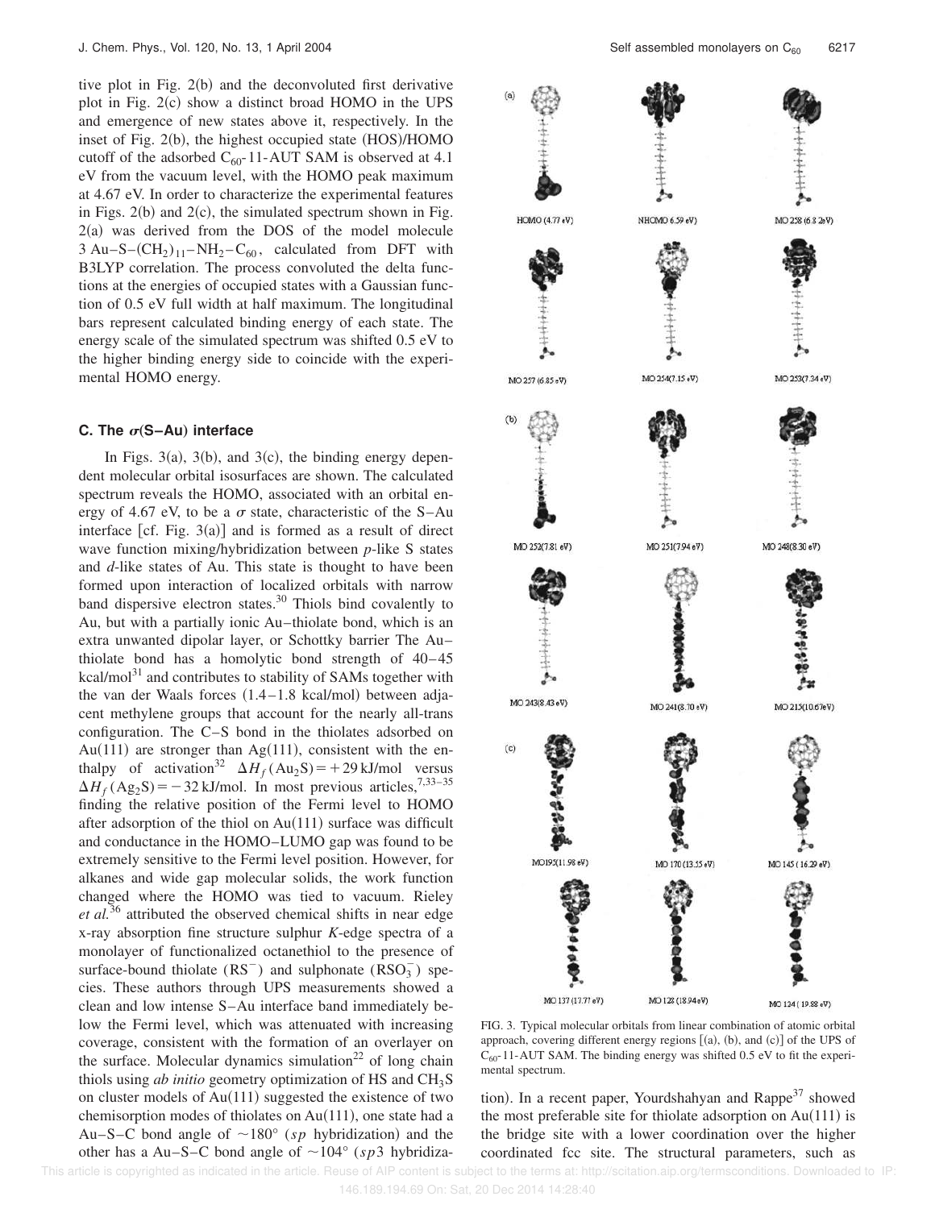tive plot in Fig. 2(b) and the deconvoluted first derivative plot in Fig. 2(c) show a distinct broad HOMO in the UPS and emergence of new states above it, respectively. In the inset of Fig. 2(b), the highest occupied state (HOS)/HOMO cutoff of the adsorbed $C_{60}$-11-AUT SAM is observed at 4.1 eV from the vacuum level, with the HOMO peak maximum at 4.67 eV. In order to characterize the experimental features in Figs. 2(b) and 2(c), the simulated spectrum shown in Fig. 2(a) was derived from the DOS of the model molecule 3 Au–S–$(CH_2)_{11}$–$NH_2$–$C_{60}$, calculated from DFT with B3LYP correlation. The process convoluted the delta functions at the energies of occupied states with a Gaussian function of 0.5 eV full width at half maximum. The longitudinal bars represent calculated binding energy of each state. The energy scale of the simulated spectrum was shifted 0.5 eV to the higher binding energy side to coincide with the experimental HOMO energy.

### C. The $\sigma$(S–Au) interface

In Figs. 3(a), 3(b), and 3(c), the binding energy dependent molecular orbital isosurfaces are shown. The calculated spectrum reveals the HOMO, associated with an orbital energy of 4.67 eV, to be a $\sigma$ state, characteristic of the S–Au interface [cf. Fig. 3(a)] and is formed as a result of direct wave function mixing/hybridization between *p*-like S states and *d*-like states of Au. This state is thought to have been formed upon interaction of localized orbitals with narrow band dispersive electron states.[30] Thiols bind covalently to Au, but with a partially ionic Au–thiolate bond, which is an extra unwanted dipolar layer, or Schottky barrier The Au–thiolate bond has a homolytic bond strength of 40–45 kcal/mol[31] and contributes to stability of SAMs together with the van der Waals forces (1.4–1.8 kcal/mol) between adjacent methylene groups that account for the nearly all-trans configuration. The C–S bond in the thiolates adsorbed on Au(111) are stronger than Ag(111), consistent with the enthalpy of activation[32] $\Delta H_f(Au_2S) = +29$ kJ/mol versus $\Delta H_f(Ag_2S) = -32$ kJ/mol. In most previous articles,[7,33–35] finding the relative position of the Fermi level to HOMO after adsorption of the thiol on Au(111) surface was difficult and conductance in the HOMO–LUMO gap was found to be extremely sensitive to the Fermi level position. However, for alkanes and wide gap molecular solids, the work function changed where the HOMO was tied to vacuum. Rieley *et al.*[36] attributed the observed chemical shifts in near edge x-ray absorption fine structure sulphur *K*-edge spectra of a monolayer of functionalized octanethiol to the presence of surface-bound thiolate ($RS^-$) and sulphonate ($RSO_3^-$) species. These authors through UPS measurements showed a clean and low intense S–Au interface band immediately below the Fermi level, which was attenuated with increasing coverage, consistent with the formation of an overlayer on the surface. Molecular dynamics simulation[22] of long chain thiols using *ab initio* geometry optimization of HS and $CH_3S$ on cluster models of Au(111) suggested the existence of two chemisorption modes of thiolates on Au(111), one state had a Au–S–C bond angle of ~180° (*sp* hybridization) and the other has a Au–S–C bond angle of ~104° (*sp*3 hybridization). In a recent paper, Yourdshahyan and Rappe[37] showed the most preferable site for thiolate adsorption on Au(111) is the bridge site with a lower coordination over the higher coordinated fcc site. The structural parameters, such as

FIG. 3. Typical molecular orbitals from linear combination of atomic orbital approach, covering different energy regions [(a), (b), and (c)] of the UPS of $C_{60}$-11-AUT SAM. The binding energy was shifted 0.5 eV to fit the experimental spectrum.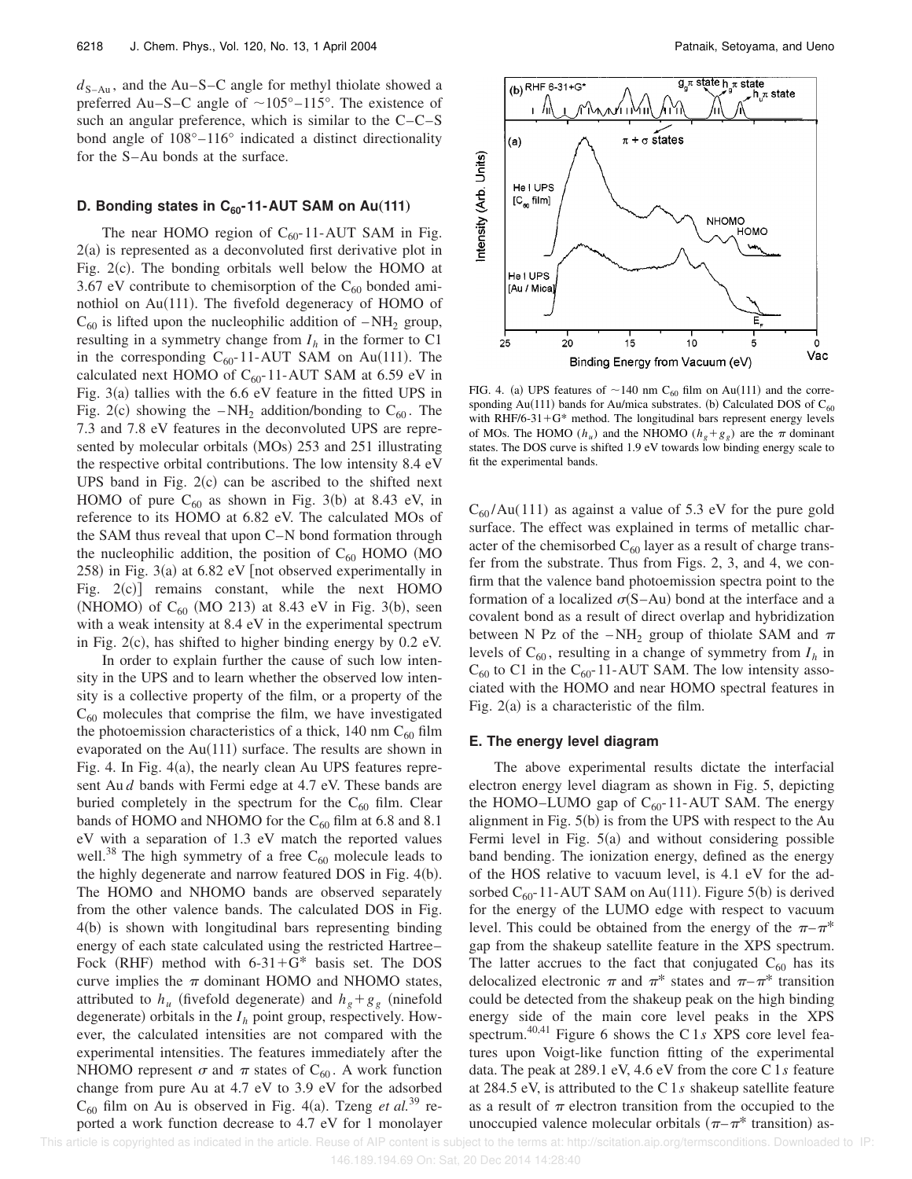$d_{S-Au}$, and the Au–S–C angle for methyl thiolate showed a preferred Au–S–C angle of ~105°–115°. The existence of such an angular preference, which is similar to the C–C–S bond angle of 108°–116° indicated a distinct directionality for the S–Au bonds at the surface.

### D. Bonding states in $C_{60}$-11-AUT SAM on Au(111)

The near HOMO region of $C_{60}$-11-AUT SAM in Fig. 2(a) is represented as a deconvoluted first derivative plot in Fig. 2(c). The bonding orbitals well below the HOMO at 3.67 eV contribute to chemisorption of the $C_{60}$ bonded aminothiol on Au(111). The fivefold degeneracy of HOMO of $C_{60}$ is lifted upon the nucleophilic addition of $-NH_2$ group, resulting in a symmetry change from $I_h$ in the former to C1 in the corresponding $C_{60}$-11-AUT SAM on Au(111). The calculated next HOMO of $C_{60}$-11-AUT SAM at 6.59 eV in Fig. 3(a) tallies with the 6.6 eV feature in the fitted UPS in Fig. 2(c) showing the $-NH_2$ addition/bonding to $C_{60}$. The 7.3 and 7.8 eV features in the deconvoluted UPS are represented by molecular orbitals (MOs) 253 and 251 illustrating the respective orbital contributions. The low intensity 8.4 eV UPS band in Fig. 2(c) can be ascribed to the shifted next HOMO of pure $C_{60}$ as shown in Fig. 3(b) at 8.43 eV, in reference to its HOMO at 6.82 eV. The calculated MOs of the SAM thus reveal that upon C–N bond formation through the nucleophilic addition, the position of $C_{60}$ HOMO (MO 258) in Fig. 3(a) at 6.82 eV [not observed experimentally in Fig. 2(c)] remains constant, while the next HOMO (NHOMO) of $C_{60}$ (MO 213) at 8.43 eV in Fig. 3(b), seen with a weak intensity at 8.4 eV in the experimental spectrum in Fig. 2(c), has shifted to higher binding energy by 0.2 eV.

In order to explain further the cause of such low intensity in the UPS and to learn whether the observed low intensity is a collective property of the film, or a property of the $C_{60}$ molecules that comprise the film, we have investigated the photoemission characteristics of a thick, 140 nm $C_{60}$ film evaporated on the Au(111) surface. The results are shown in Fig. 4. In Fig. 4(a), the nearly clean Au UPS features represent Au $d$ bands with Fermi edge at 4.7 eV. These bands are buried completely in the spectrum for the $C_{60}$ film. Clear bands of HOMO and NHOMO for the $C_{60}$ film at 6.8 and 8.1 eV with a separation of 1.3 eV match the reported values well.[38] The high symmetry of a free $C_{60}$ molecule leads to the highly degenerate and narrow featured DOS in Fig. 4(b). The HOMO and NHOMO bands are observed separately from the other valence bands. The calculated DOS in Fig. 4(b) is shown with longitudinal bars representing binding energy of each state calculated using the restricted Hartree–Fock (RHF) method with 6-31+G* basis set. The DOS curve implies the $\pi$ dominant HOMO and NHOMO states, attributed to $h_u$ (fivefold degenerate) and $h_g+g_g$ (ninefold degenerate) orbitals in the $I_h$ point group, respectively. However, the calculated intensities are not compared with the experimental intensities. The features immediately after the NHOMO represent $\sigma$ and $\pi$ states of $C_{60}$. A work function change from pure Au at 4.7 eV to 3.9 eV for the adsorbed $C_{60}$ film on Au is observed in Fig. 4(a). Tzeng *et al.*[39] reported a work function decrease to 4.7 eV for 1 monolayer $C_{60}$/Au(111) as against a value of 5.3 eV for the pure gold surface. The effect was explained in terms of metallic character of the chemisorbed $C_{60}$ layer as a result of charge transfer from the substrate. Thus from Figs. 2, 3, and 4, we confirm that the valence band photoemission spectra point to the formation of a localized $\sigma$(S–Au) bond at the interface and a covalent bond as a result of direct overlap and hybridization between N Pz of the $-NH_2$ group of thiolate SAM and $\pi$ levels of $C_{60}$, resulting in a change of symmetry from $I_h$ in $C_{60}$ to C1 in the $C_{60}$-11-AUT SAM. The low intensity associated with the HOMO and near HOMO spectral features in Fig. 2(a) is a characteristic of the film.

FIG. 4. (a) UPS features of ~140 nm $C_{60}$ film on Au(111) and the corresponding Au(111) bands for Au/mica substrates. (b) Calculated DOS of $C_{60}$ with RHF/6-31+G* method. The longitudinal bars represent energy levels of MOs. The HOMO ($h_u$) and the NHOMO ($h_g+g_g$) are the $\pi$ dominant states. The DOS curve is shifted 1.9 eV towards low binding energy scale to fit the experimental bands.

### E. The energy level diagram

The above experimental results dictate the interfacial electron energy level diagram as shown in Fig. 5, depicting the HOMO–LUMO gap of $C_{60}$-11-AUT SAM. The energy alignment in Fig. 5(b) is from the UPS with respect to the Au Fermi level in Fig. 5(a) and without considering possible band bending. The ionization energy, defined as the energy of the HOS relative to vacuum level, is 4.1 eV for the adsorbed $C_{60}$-11-AUT SAM on Au(111). Figure 5(b) is derived for the energy of the LUMO edge with respect to vacuum level. This could be obtained from the energy of the $\pi$–$\pi^*$ gap from the shakeup satellite feature in the XPS spectrum. The latter accrues to the fact that conjugated $C_{60}$ has its delocalized electronic $\pi$ and $\pi^*$ states and $\pi$–$\pi^*$ transition could be detected from the shakeup peak on the high binding energy side of the main core level peaks in the XPS spectrum.[40,41] Figure 6 shows the C 1$s$ XPS core level features upon Voigt-like function fitting of the experimental data. The peak at 289.1 eV, 4.6 eV from the core C 1$s$ feature at 284.5 eV, is attributed to the C 1$s$ shakeup satellite feature as a result of $\pi$ electron transition from the occupied to the unoccupied valence molecular orbitals ($\pi$–$\pi^*$ transition) as-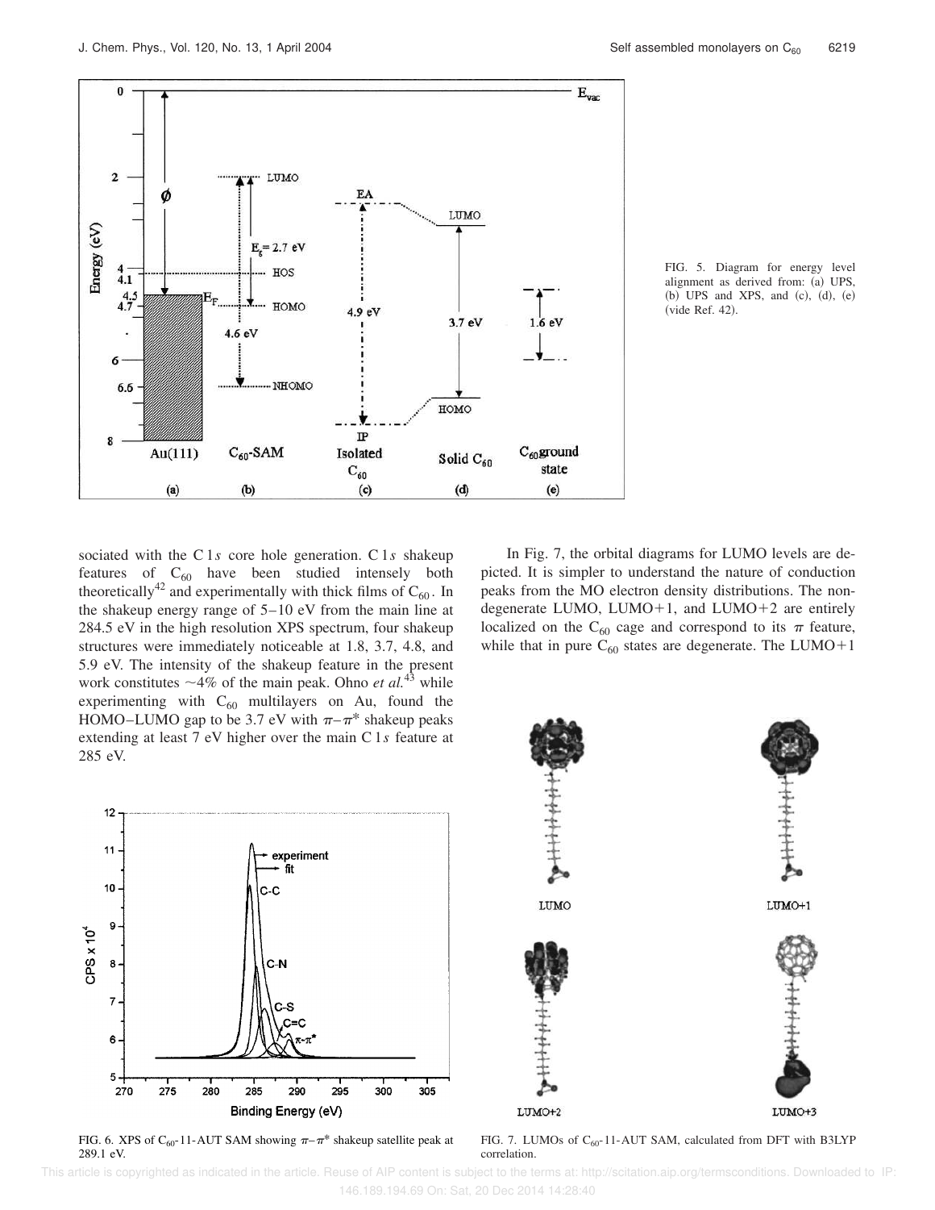FIG. 5. Diagram for energy level alignment as derived from: (a) UPS, (b) UPS and XPS, and (c), (d), (e) (vide Ref. 42).

sociated with the C 1*s* core hole generation. C 1*s* shakeup features of $C_{60}$ have been studied intensely both theoretically[42] and experimentally with thick films of $C_{60}$. In the shakeup energy range of 5–10 eV from the main line at 284.5 eV in the high resolution XPS spectrum, four shakeup structures were immediately noticeable at 1.8, 3.7, 4.8, and 5.9 eV. The intensity of the shakeup feature in the present work constitutes ~4% of the main peak. Ohno *et al.*[43] while experimenting with $C_{60}$ multilayers on Au, found the HOMO–LUMO gap to be 3.7 eV with $\pi-\pi^*$ shakeup peaks extending at least 7 eV higher over the main C 1*s* feature at 285 eV.

FIG. 6. XPS of $C_{60}$-11-AUT SAM showing $\pi-\pi^*$ shakeup satellite peak at 289.1 eV.

In Fig. 7, the orbital diagrams for LUMO levels are depicted. It is simpler to understand the nature of conduction peaks from the MO electron density distributions. The nondegenerate LUMO, LUMO+1, and LUMO+2 are entirely localized on the $C_{60}$ cage and correspond to its $\pi$ feature, while that in pure $C_{60}$ states are degenerate. The LUMO+1

FIG. 7. LUMOs of $C_{60}$-11-AUT SAM, calculated from DFT with B3LYP correlation.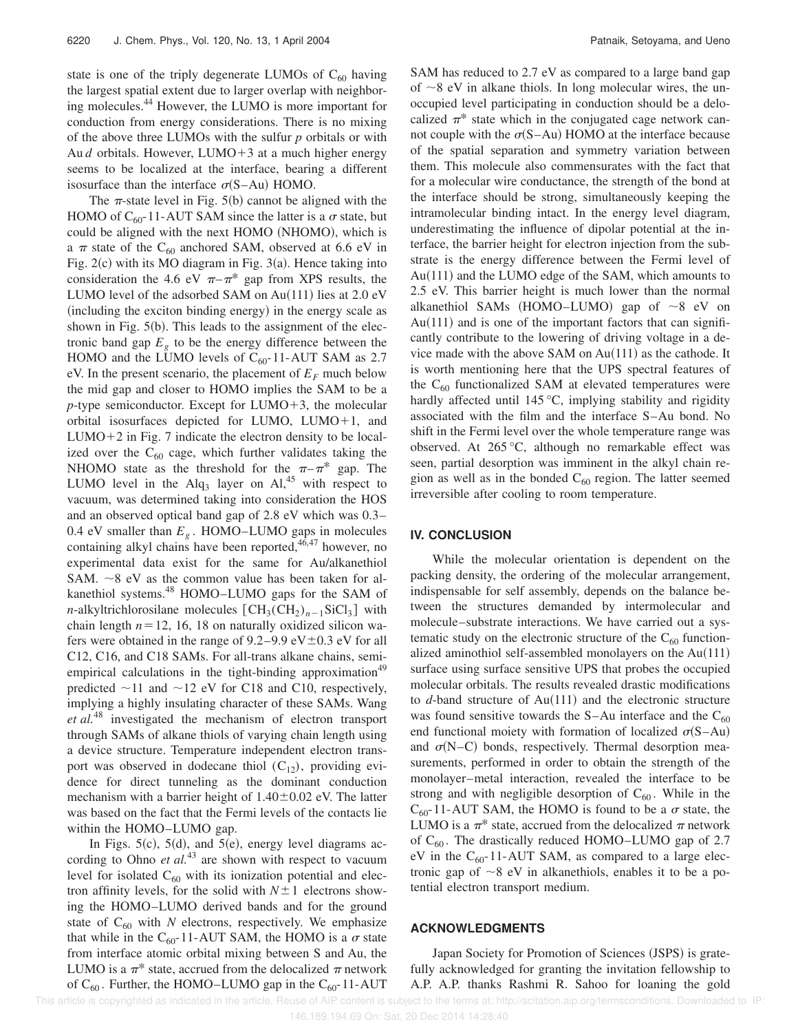state is one of the triply degenerate LUMOs of $C_{60}$ having the largest spatial extent due to larger overlap with neighboring molecules.[44] However, the LUMO is more important for conduction from energy considerations. There is no mixing of the above three LUMOs with the sulfur *p* orbitals or with Au *d* orbitals. However, LUMO+3 at a much higher energy seems to be localized at the interface, bearing a different isosurface than the interface $\sigma$(S–Au) HOMO.

The $\pi$-state level in Fig. 5(b) cannot be aligned with the HOMO of $C_{60}$-11-AUT SAM since the latter is a $\sigma$ state, but could be aligned with the next HOMO (NHOMO), which is a $\pi$ state of the $C_{60}$ anchored SAM, observed at 6.6 eV in Fig. 2(c) with its MO diagram in Fig. 3(a). Hence taking into consideration the 4.6 eV $\pi$–$\pi^*$ gap from XPS results, the LUMO level of the adsorbed SAM on Au(111) lies at 2.0 eV (including the exciton binding energy) in the energy scale as shown in Fig. 5(b). This leads to the assignment of the electronic band gap $E_g$ to be the energy difference between the HOMO and the LUMO levels of $C_{60}$-11-AUT SAM as 2.7 eV. In the present scenario, the placement of $E_F$ much below the mid gap and closer to HOMO implies the SAM to be a *p*-type semiconductor. Except for LUMO+3, the molecular orbital isosurfaces depicted for LUMO, LUMO+1, and LUMO+2 in Fig. 7 indicate the electron density to be localized over the $C_{60}$ cage, which further validates taking the NHOMO state as the threshold for the $\pi$–$\pi^*$ gap. The LUMO level in the $Alq_3$ layer on Al,[45] with respect to vacuum, was determined taking into consideration the HOS and an observed optical band gap of 2.8 eV which was 0.3–0.4 eV smaller than $E_g$. HOMO–LUMO gaps in molecules containing alkyl chains have been reported,[46,47] however, no experimental data exist for the same for Au/alkanethiol SAM. ~8 eV as the common value has been taken for alkanethiol systems.[48] HOMO–LUMO gaps for the SAM of *n*-alkyltrichlorosilane molecules $[CH_3(CH_2)_{n-1}SiCl_3]$ with chain length $n=12$, 16, 18 on naturally oxidized silicon wafers were obtained in the range of 9.2–9.9 eV±0.3 eV for all C12, C16, and C18 SAMs. For all-trans alkane chains, semiempirical calculations in the tight-binding approximation[49] predicted ~11 and ~12 eV for C18 and C10, respectively, implying a highly insulating character of these SAMs. Wang *et al.*[48] investigated the mechanism of electron transport through SAMs of alkane thiols of varying chain length using a device structure. Temperature independent electron transport was observed in dodecane thiol ($C_{12}$), providing evidence for direct tunneling as the dominant conduction mechanism with a barrier height of 1.40±0.02 eV. The latter was based on the fact that the Fermi levels of the contacts lie within the HOMO–LUMO gap.

In Figs. 5(c), 5(d), and 5(e), energy level diagrams according to Ohno *et al.*[43] are shown with respect to vacuum level for isolated $C_{60}$ with its ionization potential and electron affinity levels, for the solid with $N\pm1$ electrons showing the HOMO–LUMO derived bands and for the ground state of $C_{60}$ with *N* electrons, respectively. We emphasize that while in the $C_{60}$-11-AUT SAM, the HOMO is a $\sigma$ state from interface atomic orbital mixing between S and Au, the LUMO is a $\pi^*$ state, accrued from the delocalized $\pi$ network of $C_{60}$. Further, the HOMO–LUMO gap in the $C_{60}$-11-AUT SAM has reduced to 2.7 eV as compared to a large band gap of ~8 eV in alkane thiols. In long molecular wires, the unoccupied level participating in conduction should be a delocalized $\pi^*$ state which in the conjugated cage network cannot couple with the $\sigma$(S–Au) HOMO at the interface because of the spatial separation and symmetry variation between them. This molecule also commensurates with the fact that for a molecular wire conductance, the strength of the bond at the interface should be strong, simultaneously keeping the intramolecular binding intact. In the energy level diagram, underestimating the influence of dipolar potential at the interface, the barrier height for electron injection from the substrate is the energy difference between the Fermi level of Au(111) and the LUMO edge of the SAM, which amounts to 2.5 eV. This barrier height is much lower than the normal alkanethiol SAMs (HOMO–LUMO) gap of ~8 eV on Au(111) and is one of the important factors that can significantly contribute to the lowering of driving voltage in a device made with the above SAM on Au(111) as the cathode. It is worth mentioning here that the UPS spectral features of the $C_{60}$ functionalized SAM at elevated temperatures were hardly affected until 145 °C, implying stability and rigidity associated with the film and the interface S–Au bond. No shift in the Fermi level over the whole temperature range was observed. At 265 °C, although no remarkable effect was seen, partial desorption was imminent in the alkyl chain region as well as in the bonded $C_{60}$ region. The latter seemed irreversible after cooling to room temperature.

## IV. CONCLUSION

While the molecular orientation is dependent on the packing density, the ordering of the molecular arrangement, indispensable for self assembly, depends on the balance between the structures demanded by intermolecular and molecule–substrate interactions. We have carried out a systematic study on the electronic structure of the $C_{60}$ functionalized aminothiol self-assembled monolayers on the Au(111) surface using surface sensitive UPS that probes the occupied molecular orbitals. The results revealed drastic modifications to *d*-band structure of Au(111) and the electronic structure was found sensitive towards the S–Au interface and the $C_{60}$ end functional moiety with formation of localized $\sigma$(S–Au) and $\sigma$(N–C) bonds, respectively. Thermal desorption measurements, performed in order to obtain the strength of the monolayer–metal interaction, revealed the interface to be strong and with negligible desorption of $C_{60}$. While in the $C_{60}$-11-AUT SAM, the HOMO is found to be a $\sigma$ state, the LUMO is a $\pi^*$ state, accrued from the delocalized $\pi$ network of $C_{60}$. The drastically reduced HOMO–LUMO gap of 2.7 eV in the $C_{60}$-11-AUT SAM, as compared to a large electronic gap of ~8 eV in alkanethiols, enables it to be a potential electron transport medium.

## ACKNOWLEDGMENTS

Japan Society for Promotion of Sciences (JSPS) is gratefully acknowledged for granting the invitation fellowship to A.P. A.P. thanks Rashmi R. Sahoo for loaning the gold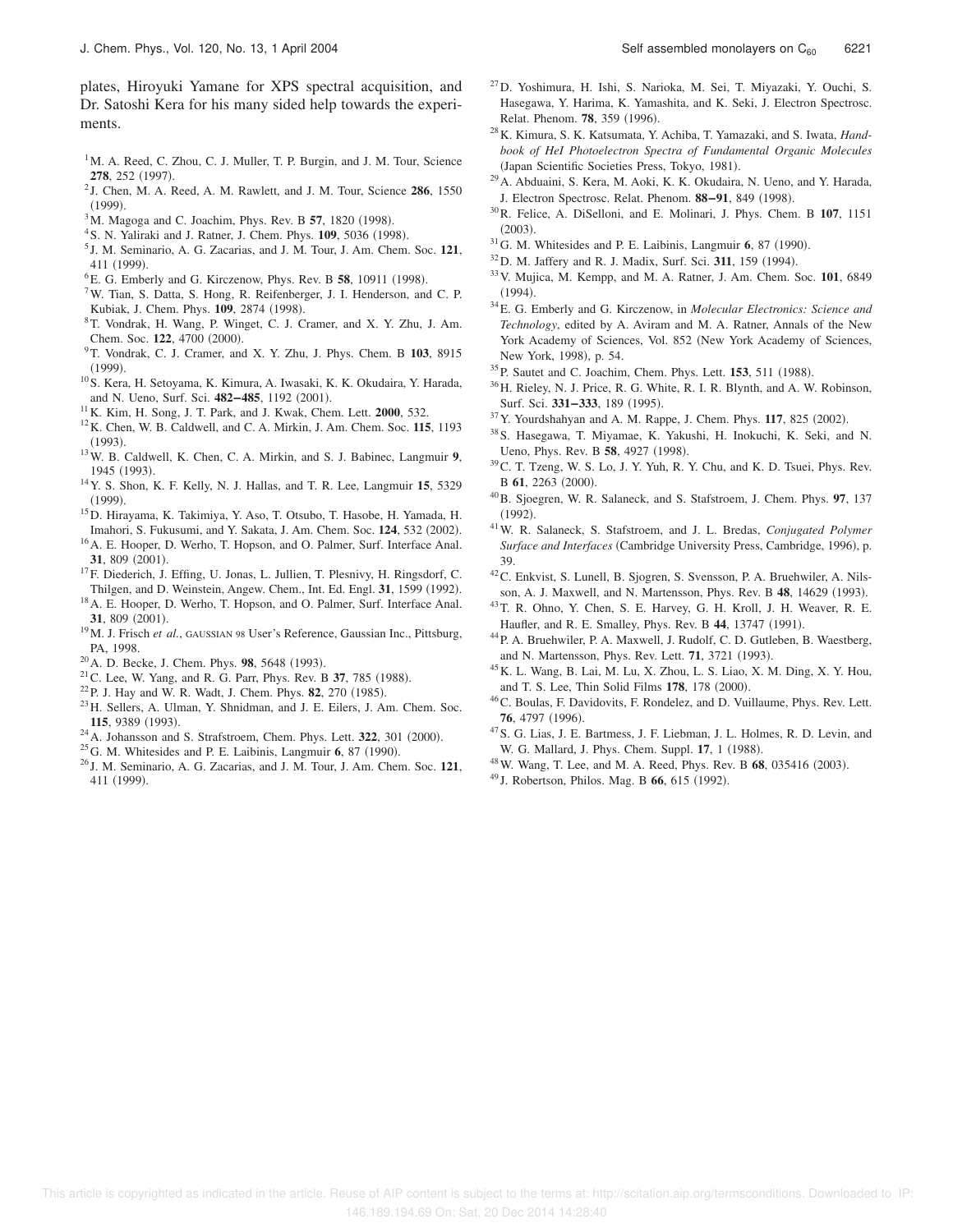plates, Hiroyuki Yamane for XPS spectral acquisition, and Dr. Satoshi Kera for his many sided help towards the experiments.

[1] M. A. Reed, C. Zhou, C. J. Muller, T. P. Burgin, and J. M. Tour, Science **278**, 252 (1997).

[2] J. Chen, M. A. Reed, A. M. Rawlett, and J. M. Tour, Science **286**, 1550 (1999).

[3] M. Magoga and C. Joachim, Phys. Rev. B **57**, 1820 (1998).

[4] S. N. Yaliraki and J. Ratner, J. Chem. Phys. **109**, 5036 (1998).

[5] J. M. Seminario, A. G. Zacarias, and J. M. Tour, J. Am. Chem. Soc. **121**, 411 (1999).

[6] E. G. Emberly and G. Kirczenow, Phys. Rev. B **58**, 10911 (1998).

[7] W. Tian, S. Datta, S. Hong, R. Reifenberger, J. I. Henderson, and C. P. Kubiak, J. Chem. Phys. **109**, 2874 (1998).

[8] T. Vondrak, H. Wang, P. Winget, C. J. Cramer, and X. Y. Zhu, J. Am. Chem. Soc. **122**, 4700 (2000).

[9] T. Vondrak, C. J. Cramer, and X. Y. Zhu, J. Phys. Chem. B **103**, 8915 (1999).

[10] S. Kera, H. Setoyama, K. Kimura, A. Iwasaki, K. K. Okudaira, Y. Harada, and N. Ueno, Surf. Sci. **482–485**, 1192 (2001).

[11] K. Kim, H. Song, J. T. Park, and J. Kwak, Chem. Lett. **2000**, 532.

[12] K. Chen, W. B. Caldwell, and C. A. Mirkin, J. Am. Chem. Soc. **115**, 1193 (1993).

[13] W. B. Caldwell, K. Chen, C. A. Mirkin, and S. J. Babinec, Langmuir **9**, 1945 (1993).

[14] Y. S. Shon, K. F. Kelly, N. J. Hallas, and T. R. Lee, Langmuir **15**, 5329 (1999).

[15] D. Hirayama, K. Takimiya, Y. Aso, T. Otsubo, T. Hasobe, H. Yamada, H. Imahori, S. Fukusumi, and Y. Sakata, J. Am. Chem. Soc. **124**, 532 (2002).

[16] A. E. Hooper, D. Werho, T. Hopson, and O. Palmer, Surf. Interface Anal. **31**, 809 (2001).

[17] F. Diederich, J. Effing, U. Jonas, L. Jullien, T. Plesnivy, H. Ringsdorf, C. Thilgen, and D. Weinstein, Angew. Chem., Int. Ed. Engl. **31**, 1599 (1992).

[18] A. E. Hooper, D. Werho, T. Hopson, and O. Palmer, Surf. Interface Anal. **31**, 809 (2001).

[19] M. J. Frisch *et al.*, GAUSSIAN 98 User's Reference, Gaussian Inc., Pittsburg, PA, 1998.

[20] A. D. Becke, J. Chem. Phys. **98**, 5648 (1993).

[21] C. Lee, W. Yang, and R. G. Parr, Phys. Rev. B **37**, 785 (1988).

[22] P. J. Hay and W. R. Wadt, J. Chem. Phys. **82**, 270 (1985).

[23] H. Sellers, A. Ulman, Y. Shnidman, and J. E. Eilers, J. Am. Chem. Soc. **115**, 9389 (1993).

[24] A. Johansson and S. Strafstroem, Chem. Phys. Lett. **322**, 301 (2000).

[25] G. M. Whitesides and P. E. Laibinis, Langmuir **6**, 87 (1990).

[26] J. M. Seminario, A. G. Zacarias, and J. M. Tour, J. Am. Chem. Soc. **121**, 411 (1999).

[27] D. Yoshimura, H. Ishi, S. Narioka, M. Sei, T. Miyazaki, Y. Ouchi, S. Hasegawa, Y. Harima, K. Yamashita, and K. Seki, J. Electron Spectrosc. Relat. Phenom. **78**, 359 (1996).

[28] K. Kimura, S. K. Katsumata, Y. Achiba, T. Yamazaki, and S. Iwata, *Handbook of HeI Photoelectron Spectra of Fundamental Organic Molecules* (Japan Scientific Societies Press, Tokyo, 1981).

[29] A. Abduaini, S. Kera, M. Aoki, K. K. Okudaira, N. Ueno, and Y. Harada, J. Electron Spectrosc. Relat. Phenom. **88–91**, 849 (1998).

[30] R. Felice, A. DiSelloni, and E. Molinari, J. Phys. Chem. B **107**, 1151 (2003).

[31] G. M. Whitesides and P. E. Laibinis, Langmuir **6**, 87 (1990).

[32] D. M. Jaffery and R. J. Madix, Surf. Sci. **311**, 159 (1994).

[33] V. Mujica, M. Kempp, and M. A. Ratner, J. Am. Chem. Soc. **101**, 6849 (1994).

[34] E. G. Emberly and G. Kirczenow, in *Molecular Electronics: Science and Technology*, edited by A. Aviram and M. A. Ratner, Annals of the New York Academy of Sciences, Vol. 852 (New York Academy of Sciences, New York, 1998), p. 54.

[35] P. Sautet and C. Joachim, Chem. Phys. Lett. **153**, 511 (1988).

[36] H. Rieley, N. J. Price, R. G. White, R. I. R. Blynth, and A. W. Robinson, Surf. Sci. **331–333**, 189 (1995).

[37] Y. Yourdshahyan and A. M. Rappe, J. Chem. Phys. **117**, 825 (2002).

[38] S. Hasegawa, T. Miyamae, K. Yakushi, H. Inokuchi, K. Seki, and N. Ueno, Phys. Rev. B **58**, 4927 (1998).

[39] C. T. Tzeng, W. S. Lo, J. Y. Yuh, R. Y. Chu, and K. D. Tsuei, Phys. Rev. B **61**, 2263 (2000).

[40] B. Sjoegren, W. R. Salaneck, and S. Stafstroem, J. Chem. Phys. **97**, 137 (1992).

[41] W. R. Salaneck, S. Stafstroem, and J. L. Bredas, *Conjugated Polymer Surface and Interfaces* (Cambridge University Press, Cambridge, 1996), p. 39.

[42] C. Enkvist, S. Lunell, B. Sjogren, S. Svensson, P. A. Bruehwiler, A. Nilsson, A. J. Maxwell, and N. Martensson, Phys. Rev. B **48**, 14629 (1993).

[43] T. R. Ohno, Y. Chen, S. E. Harvey, G. H. Kroll, J. H. Weaver, R. E. Haufler, and R. E. Smalley, Phys. Rev. B **44**, 13747 (1991).

[44] P. A. Bruehwiler, P. A. Maxwell, J. Rudolf, C. D. Gutleben, B. Waestberg, and N. Martensson, Phys. Rev. Lett. **71**, 3721 (1993).

[45] K. L. Wang, B. Lai, M. Lu, X. Zhou, L. S. Liao, X. M. Ding, X. Y. Hou, and T. S. Lee, Thin Solid Films **178**, 178 (2000).

[46] C. Boulas, F. Davidovits, F. Rondelez, and D. Vuillaume, Phys. Rev. Lett. **76**, 4797 (1996).

[47] S. G. Lias, J. E. Bartmess, J. F. Liebman, J. L. Holmes, R. D. Levin, and W. G. Mallard, J. Phys. Chem. Suppl. **17**, 1 (1988).

[48] W. Wang, T. Lee, and M. A. Reed, Phys. Rev. B **68**, 035416 (2003).

[49] J. Robertson, Philos. Mag. B **66**, 615 (1992).